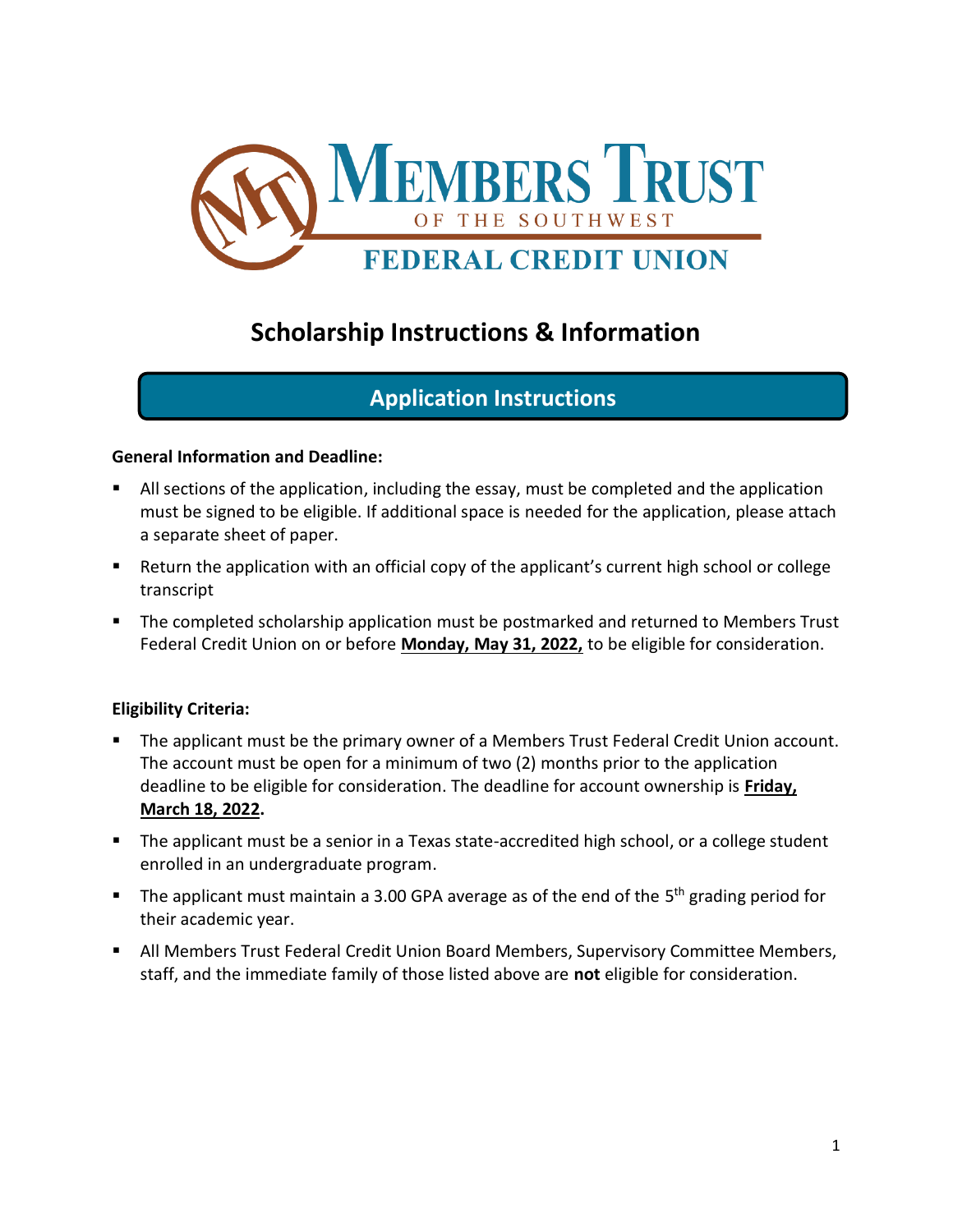# Members Trust of the Southwest Federal Credit Union

## Scholarship Instructions & Information

### Application Instructions

**General Information and Deadline:**

- All sections of the application, including the essay, must be completed and the application must be signed to be eligible. If additional space is needed for the application, please attach a separate sheet of paper.
- Return the application with an official copy of the applicant's current high school or college transcript
- The completed scholarship application must be postmarked and returned to Members Trust Federal Credit Union on or before **Monday, May 31, 2022,** to be eligible for consideration.

**Eligibility Criteria:**

- The applicant must be the primary owner of a Members Trust Federal Credit Union account. The account must be open for a minimum of two (2) months prior to the application deadline to be eligible for consideration. The deadline for account ownership is **Friday, March 18, 2022.**
- The applicant must be a senior in a Texas state-accredited high school, or a college student enrolled in an undergraduate program.
- The applicant must maintain a 3.00 GPA average as of the end of the 5th grading period for their academic year.
- All Members Trust Federal Credit Union Board Members, Supervisory Committee Members, staff, and the immediate family of those listed above are **not** eligible for consideration.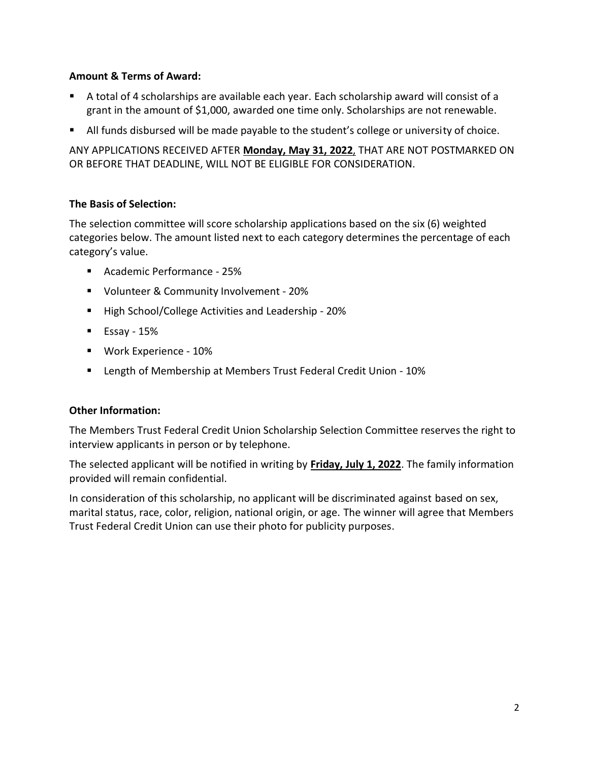**Amount & Terms of Award:**

- A total of 4 scholarships are available each year. Each scholarship award will consist of a grant in the amount of $1,000, awarded one time only. Scholarships are not renewable.
- All funds disbursed will be made payable to the student's college or university of choice.

ANY APPLICATIONS RECEIVED AFTER **Monday, May 31, 2022**, THAT ARE NOT POSTMARKED ON OR BEFORE THAT DEADLINE, WILL NOT BE ELIGIBLE FOR CONSIDERATION.

**The Basis of Selection:**

The selection committee will score scholarship applications based on the six (6) weighted categories below. The amount listed next to each category determines the percentage of each category's value.

- Academic Performance - 25%
- Volunteer & Community Involvement - 20%
- High School/College Activities and Leadership - 20%
- Essay - 15%
- Work Experience - 10%
- Length of Membership at Members Trust Federal Credit Union - 10%

**Other Information:**

The Members Trust Federal Credit Union Scholarship Selection Committee reserves the right to interview applicants in person or by telephone.

The selected applicant will be notified in writing by **Friday, July 1, 2022**. The family information provided will remain confidential.

In consideration of this scholarship, no applicant will be discriminated against based on sex, marital status, race, color, religion, national origin, or age. The winner will agree that Members Trust Federal Credit Union can use their photo for publicity purposes.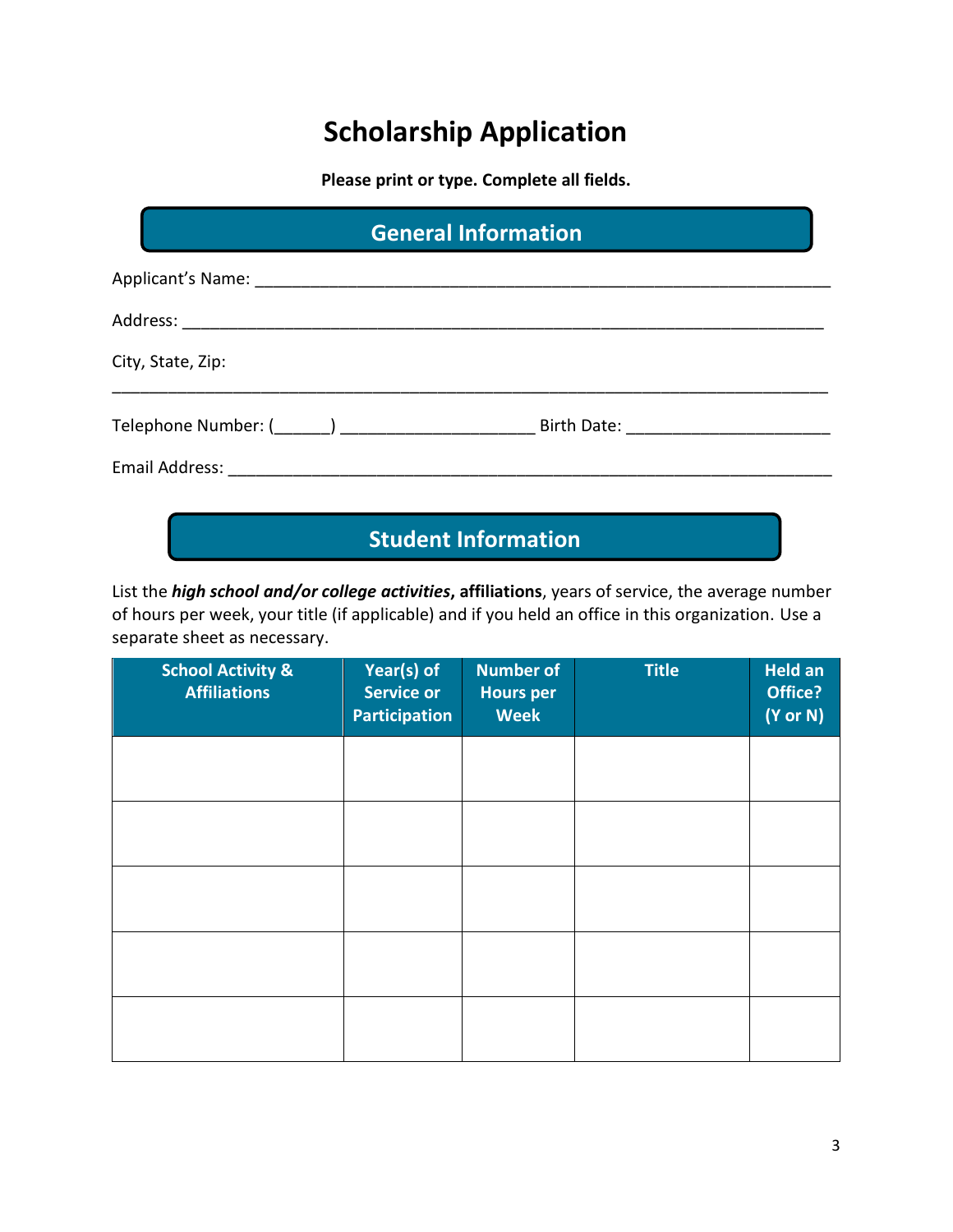# Scholarship Application

**Please print or type. Complete all fields.**

## General Information

Applicant's Name: ______________________________________________________________

Address: ______________________________________________________________________

City, State, Zip:

______________________________________________________________________________

Telephone Number: (______) ____________________ Birth Date: ____________________

Email Address: _________________________________________________________________

## Student Information

List the ***high school and/or college activities*****, affiliations**, years of service, the average number of hours per week, your title (if applicable) and if you held an office in this organization. Use a separate sheet as necessary.

| School Activity & Affiliations | Year(s) of Service or Participation | Number of Hours per Week | Title | Held an Office? (Y or N) |
|---|---|---|---|---|
| | | | | |
| | | | | |
| | | | | |
| | | | | |
| | | | | |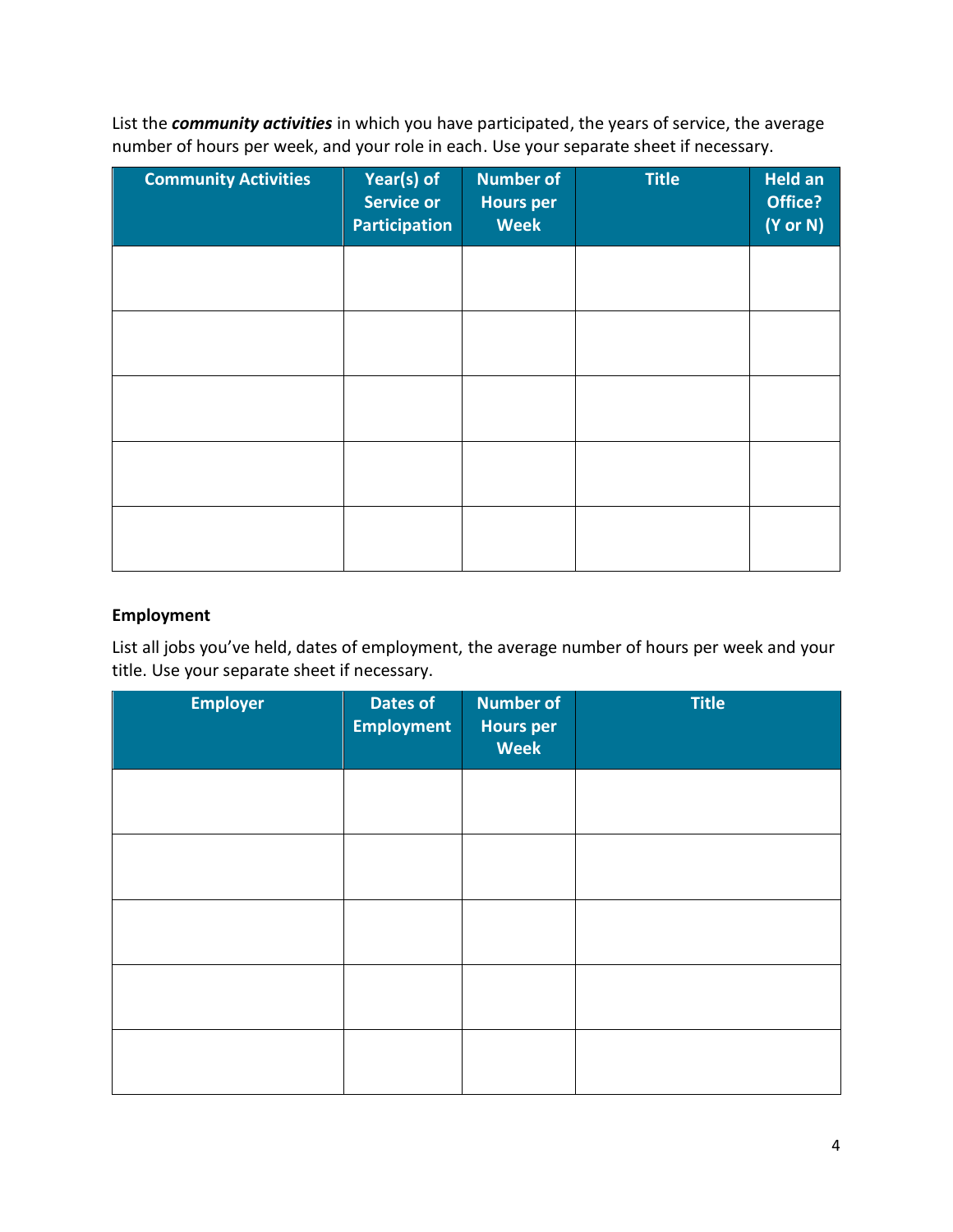List the ***community activities*** in which you have participated, the years of service, the average number of hours per week, and your role in each. Use your separate sheet if necessary.

| Community Activities | Year(s) of Service or Participation | Number of Hours per Week | Title | Held an Office? (Y or N) |
|---|---|---|---|---|
| | | | | |
| | | | | |
| | | | | |
| | | | | |
| | | | | |

**Employment**

List all jobs you've held, dates of employment, the average number of hours per week and your title. Use your separate sheet if necessary.

| Employer | Dates of Employment | Number of Hours per Week | Title |
|---|---|---|---|
| | | | |
| | | | |
| | | | |
| | | | |
| | | | |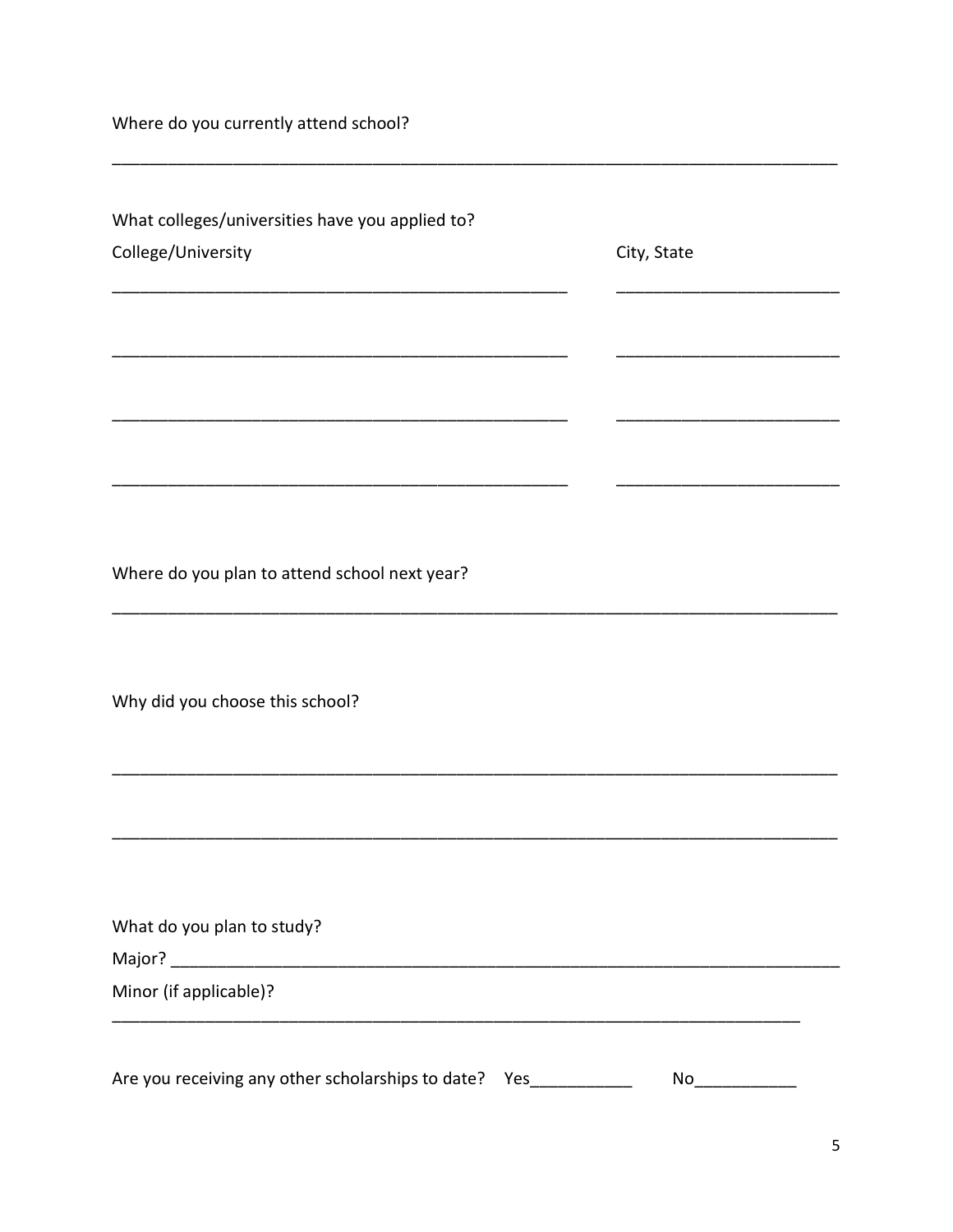Where do you currently attend school?

______________________________________________________________________________

What colleges/universities have you applied to?

| College/University | City, State |
| --- | --- |
| ________________________________________________ | _______________________ |
| ________________________________________________ | _______________________ |
| ________________________________________________ | _______________________ |
| ________________________________________________ | _______________________ |

Where do you plan to attend school next year?

______________________________________________________________________________

Why did you choose this school?

______________________________________________________________________________

______________________________________________________________________________

What do you plan to study?

Major? _______________________________________________________________________

Minor (if applicable)?

_____________________________________________________________________________

Are you receiving any other scholarships to date? Yes___________ No___________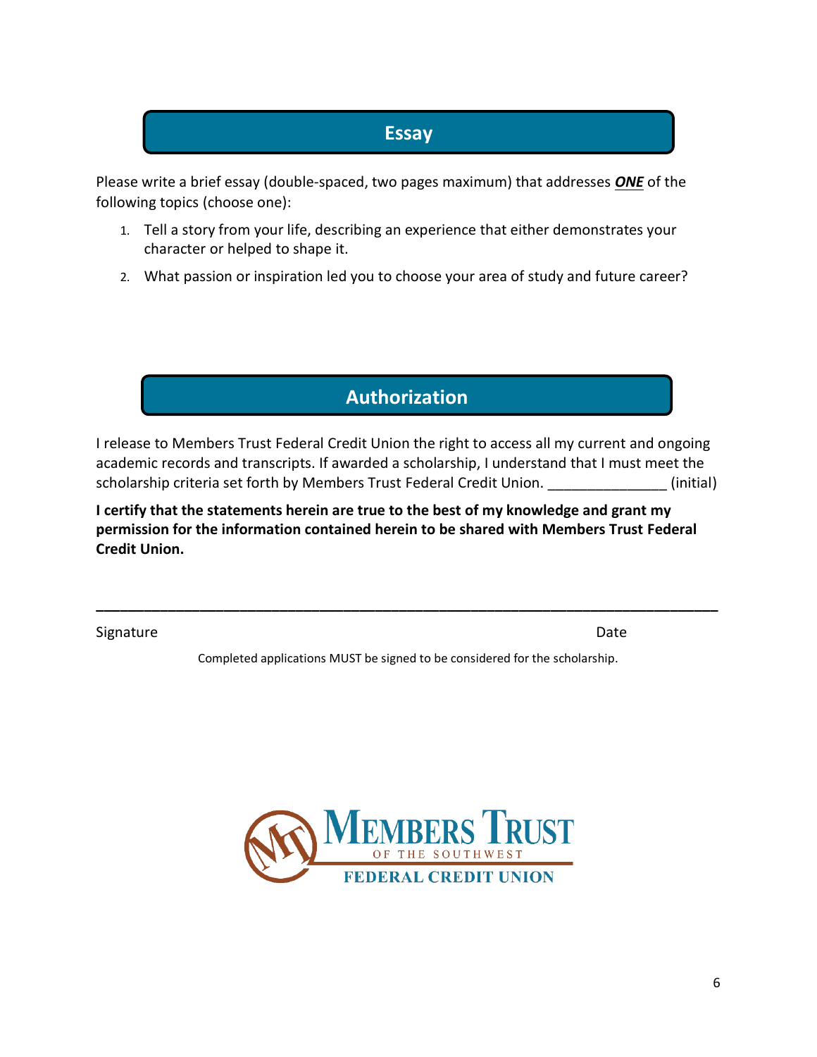## Essay

Please write a brief essay (double-spaced, two pages maximum) that addresses ***ONE*** of the following topics (choose one):

1. Tell a story from your life, describing an experience that either demonstrates your character or helped to shape it.
2. What passion or inspiration led you to choose your area of study and future career?

## Authorization

I release to Members Trust Federal Credit Union the right to access all my current and ongoing academic records and transcripts. If awarded a scholarship, I understand that I must meet the scholarship criteria set forth by Members Trust Federal Credit Union. _______________ (initial)

**I certify that the statements herein are true to the best of my knowledge and grant my permission for the information contained herein to be shared with Members Trust Federal Credit Union.**

___________________________________________________________________________

Signature　　　　　　　　　　　　　　　　　　　　　　　　　　　　Date

Completed applications MUST be signed to be considered for the scholarship.

MEMBERS TRUST
OF THE SOUTHWEST
FEDERAL CREDIT UNION